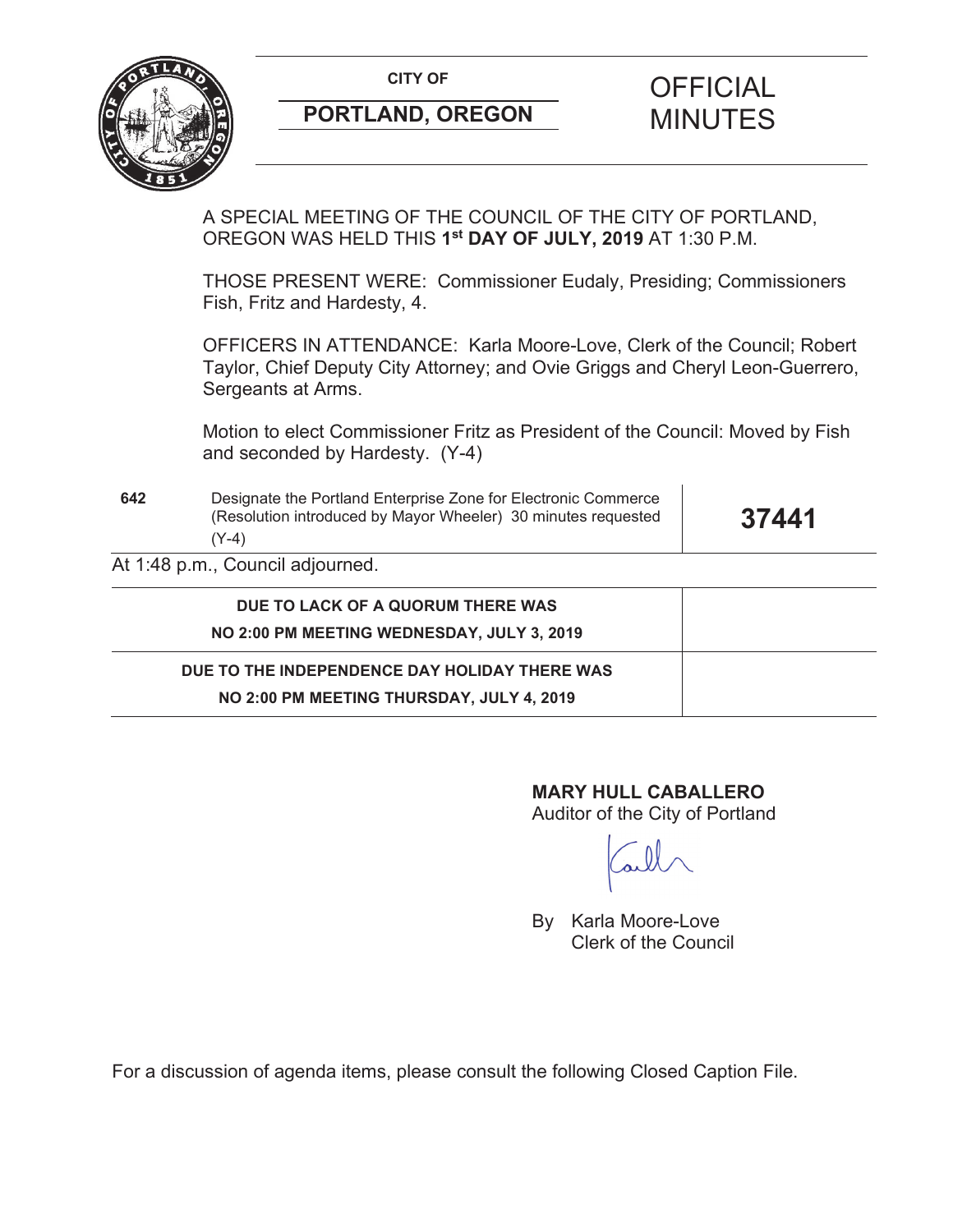**CITY OF**

## PORTLAND, OREGON

# OFFICIAL MINUTES

A SPECIAL MEETING OF THE COUNCIL OF THE CITY OF PORTLAND, OREGON WAS HELD THIS **1st DAY OF JULY, 2019** AT 1:30 P.M.

THOSE PRESENT WERE: Commissioner Eudaly, Presiding; Commissioners Fish, Fritz and Hardesty, 4.

OFFICERS IN ATTENDANCE: Karla Moore-Love, Clerk of the Council; Robert Taylor, Chief Deputy City Attorney; and Ovie Griggs and Cheryl Leon-Guerrero, Sergeants at Arms.

Motion to elect Commissioner Fritz as President of the Council: Moved by Fish and seconded by Hardesty. (Y-4)

| | | |
|---|---|---|
| **642** | Designate the Portland Enterprise Zone for Electronic Commerce (Resolution introduced by Mayor Wheeler) 30 minutes requested (Y-4) | **37441** |

At 1:48 p.m., Council adjourned.

| | |
|---|---|
| **DUE TO LACK OF A QUORUM THERE WAS NO 2:00 PM MEETING WEDNESDAY, JULY 3, 2019** | |
| **DUE TO THE INDEPENDENCE DAY HOLIDAY THERE WAS NO 2:00 PM MEETING THURSDAY, JULY 4, 2019** | |

**MARY HULL CABALLERO**
Auditor of the City of Portland

By Karla Moore-Love
Clerk of the Council

For a discussion of agenda items, please consult the following Closed Caption File.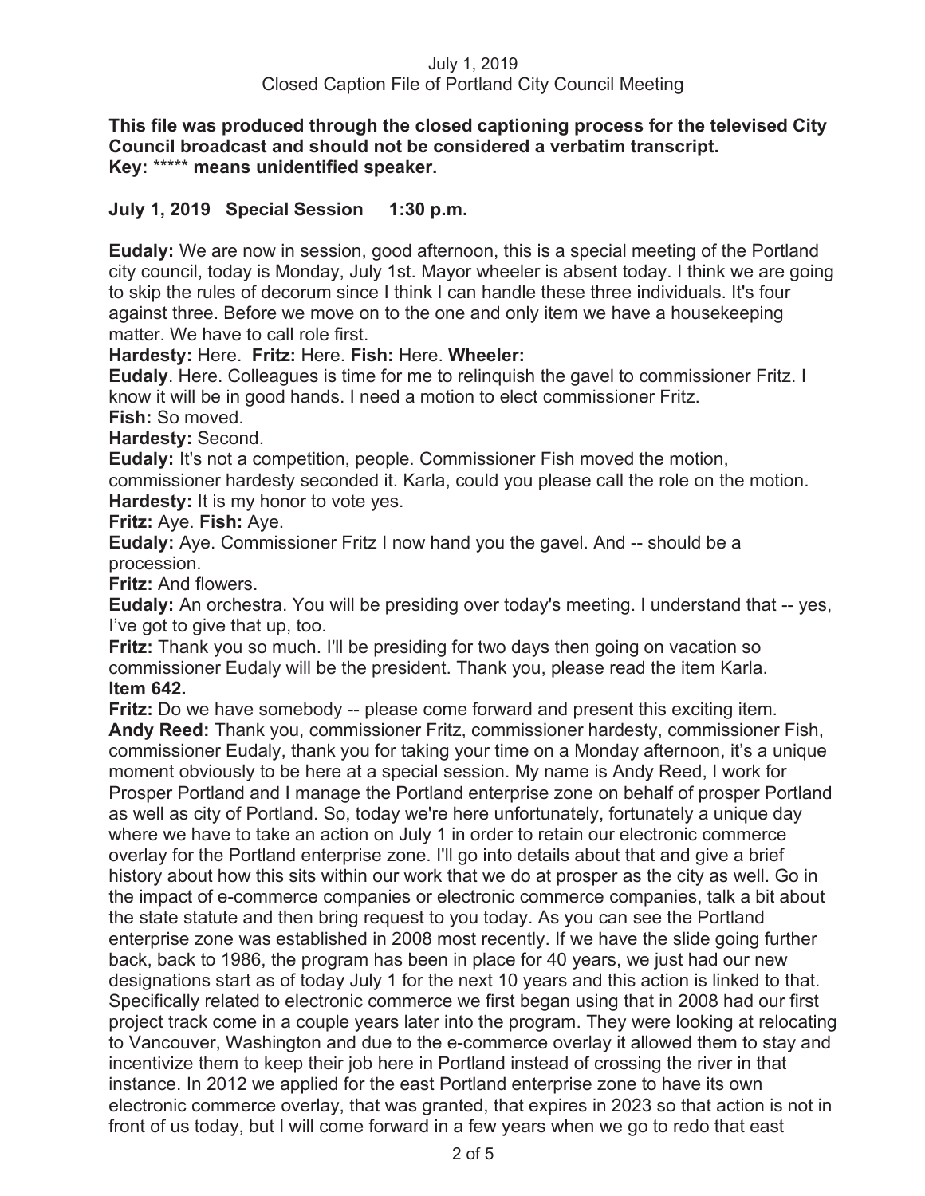July 1, 2019
Closed Caption File of Portland City Council Meeting

**This file was produced through the closed captioning process for the televised City Council broadcast and should not be considered a verbatim transcript.**
**Key:** ***** **means unidentified speaker.**

**July 1, 2019 Special Session 1:30 p.m.**

**Eudaly:** We are now in session, good afternoon, this is a special meeting of the Portland city council, today is Monday, July 1st. Mayor wheeler is absent today. I think we are going to skip the rules of decorum since I think I can handle these three individuals. It's four against three. Before we move on to the one and only item we have a housekeeping matter. We have to call role first.

**Hardesty:** Here. **Fritz:** Here. **Fish:** Here. **Wheeler:**

**Eudaly**. Here. Colleagues is time for me to relinquish the gavel to commissioner Fritz. I know it will be in good hands. I need a motion to elect commissioner Fritz.

**Fish:** So moved.

**Hardesty:** Second.

**Eudaly:** It's not a competition, people. Commissioner Fish moved the motion, commissioner hardesty seconded it. Karla, could you please call the role on the motion.

**Hardesty:** It is my honor to vote yes.

**Fritz:** Aye. **Fish:** Aye.

**Eudaly:** Aye. Commissioner Fritz I now hand you the gavel. And -- should be a procession.

**Fritz:** And flowers.

**Eudaly:** An orchestra. You will be presiding over today's meeting. I understand that -- yes, I've got to give that up, too.

**Fritz:** Thank you so much. I'll be presiding for two days then going on vacation so commissioner Eudaly will be the president. Thank you, please read the item Karla.

**Item 642.**

**Fritz:** Do we have somebody -- please come forward and present this exciting item.

**Andy Reed:** Thank you, commissioner Fritz, commissioner hardesty, commissioner Fish, commissioner Eudaly, thank you for taking your time on a Monday afternoon, it's a unique moment obviously to be here at a special session. My name is Andy Reed, I work for Prosper Portland and I manage the Portland enterprise zone on behalf of prosper Portland as well as city of Portland. So, today we're here unfortunately, fortunately a unique day where we have to take an action on July 1 in order to retain our electronic commerce overlay for the Portland enterprise zone. I'll go into details about that and give a brief history about how this sits within our work that we do at prosper as the city as well. Go in the impact of e-commerce companies or electronic commerce companies, talk a bit about the state statute and then bring request to you today. As you can see the Portland enterprise zone was established in 2008 most recently. If we have the slide going further back, back to 1986, the program has been in place for 40 years, we just had our new designations start as of today July 1 for the next 10 years and this action is linked to that. Specifically related to electronic commerce we first began using that in 2008 had our first project track come in a couple years later into the program. They were looking at relocating to Vancouver, Washington and due to the e-commerce overlay it allowed them to stay and incentivize them to keep their job here in Portland instead of crossing the river in that instance. In 2012 we applied for the east Portland enterprise zone to have its own electronic commerce overlay, that was granted, that expires in 2023 so that action is not in front of us today, but I will come forward in a few years when we go to redo that east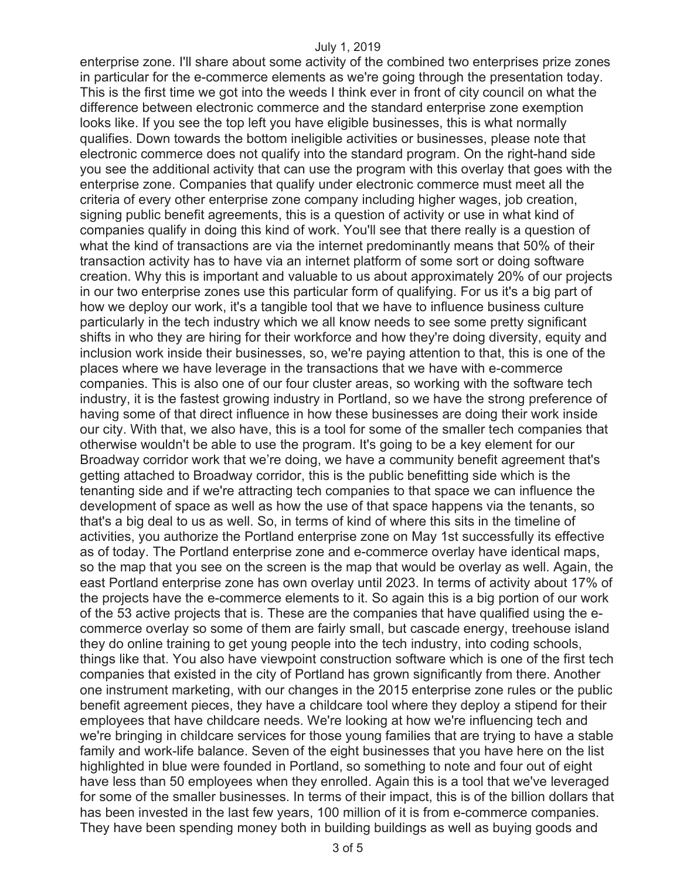enterprise zone. I'll share about some activity of the combined two enterprises prize zones in particular for the e-commerce elements as we're going through the presentation today. This is the first time we got into the weeds I think ever in front of city council on what the difference between electronic commerce and the standard enterprise zone exemption looks like. If you see the top left you have eligible businesses, this is what normally qualifies. Down towards the bottom ineligible activities or businesses, please note that electronic commerce does not qualify into the standard program. On the right-hand side you see the additional activity that can use the program with this overlay that goes with the enterprise zone. Companies that qualify under electronic commerce must meet all the criteria of every other enterprise zone company including higher wages, job creation, signing public benefit agreements, this is a question of activity or use in what kind of companies qualify in doing this kind of work. You'll see that there really is a question of what the kind of transactions are via the internet predominantly means that 50% of their transaction activity has to have via an internet platform of some sort or doing software creation. Why this is important and valuable to us about approximately 20% of our projects in our two enterprise zones use this particular form of qualifying. For us it's a big part of how we deploy our work, it's a tangible tool that we have to influence business culture particularly in the tech industry which we all know needs to see some pretty significant shifts in who they are hiring for their workforce and how they're doing diversity, equity and inclusion work inside their businesses, so, we're paying attention to that, this is one of the places where we have leverage in the transactions that we have with e-commerce companies. This is also one of our four cluster areas, so working with the software tech industry, it is the fastest growing industry in Portland, so we have the strong preference of having some of that direct influence in how these businesses are doing their work inside our city. With that, we also have, this is a tool for some of the smaller tech companies that otherwise wouldn't be able to use the program. It's going to be a key element for our Broadway corridor work that we're doing, we have a community benefit agreement that's getting attached to Broadway corridor, this is the public benefitting side which is the tenanting side and if we're attracting tech companies to that space we can influence the development of space as well as how the use of that space happens via the tenants, so that's a big deal to us as well. So, in terms of kind of where this sits in the timeline of activities, you authorize the Portland enterprise zone on May 1st successfully its effective as of today. The Portland enterprise zone and e-commerce overlay have identical maps, so the map that you see on the screen is the map that would be overlay as well. Again, the east Portland enterprise zone has own overlay until 2023. In terms of activity about 17% of the projects have the e-commerce elements to it. So again this is a big portion of our work of the 53 active projects that is. These are the companies that have qualified using the e-commerce overlay so some of them are fairly small, but cascade energy, treehouse island they do online training to get young people into the tech industry, into coding schools, things like that. You also have viewpoint construction software which is one of the first tech companies that existed in the city of Portland has grown significantly from there. Another one instrument marketing, with our changes in the 2015 enterprise zone rules or the public benefit agreement pieces, they have a childcare tool where they deploy a stipend for their employees that have childcare needs. We're looking at how we're influencing tech and we're bringing in childcare services for those young families that are trying to have a stable family and work-life balance. Seven of the eight businesses that you have here on the list highlighted in blue were founded in Portland, so something to note and four out of eight have less than 50 employees when they enrolled. Again this is a tool that we've leveraged for some of the smaller businesses. In terms of their impact, this is of the billion dollars that has been invested in the last few years, 100 million of it is from e-commerce companies. They have been spending money both in building buildings as well as buying goods and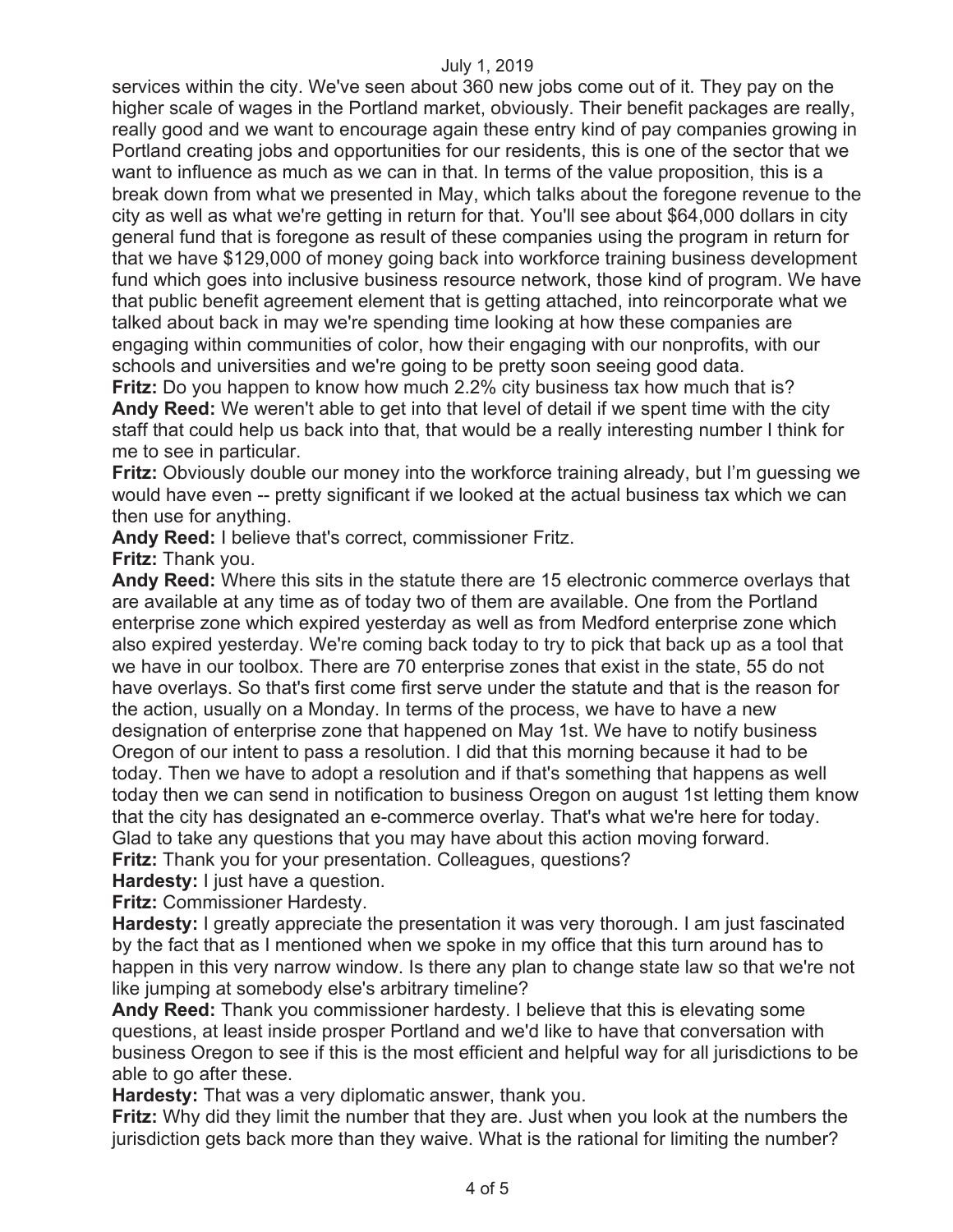services within the city. We've seen about 360 new jobs come out of it. They pay on the higher scale of wages in the Portland market, obviously. Their benefit packages are really, really good and we want to encourage again these entry kind of pay companies growing in Portland creating jobs and opportunities for our residents, this is one of the sector that we want to influence as much as we can in that. In terms of the value proposition, this is a break down from what we presented in May, which talks about the foregone revenue to the city as well as what we're getting in return for that. You'll see about $64,000 dollars in city general fund that is foregone as result of these companies using the program in return for that we have $129,000 of money going back into workforce training business development fund which goes into inclusive business resource network, those kind of program. We have that public benefit agreement element that is getting attached, into reincorporate what we talked about back in may we're spending time looking at how these companies are engaging within communities of color, how their engaging with our nonprofits, with our schools and universities and we're going to be pretty soon seeing good data.

**Fritz:** Do you happen to know how much 2.2% city business tax how much that is?

**Andy Reed:** We weren't able to get into that level of detail if we spent time with the city staff that could help us back into that, that would be a really interesting number I think for me to see in particular.

**Fritz:** Obviously double our money into the workforce training already, but I'm guessing we would have even -- pretty significant if we looked at the actual business tax which we can then use for anything.

**Andy Reed:** I believe that's correct, commissioner Fritz.

**Fritz:** Thank you.

**Andy Reed:** Where this sits in the statute there are 15 electronic commerce overlays that are available at any time as of today two of them are available. One from the Portland enterprise zone which expired yesterday as well as from Medford enterprise zone which also expired yesterday. We're coming back today to try to pick that back up as a tool that we have in our toolbox. There are 70 enterprise zones that exist in the state, 55 do not have overlays. So that's first come first serve under the statute and that is the reason for the action, usually on a Monday. In terms of the process, we have to have a new designation of enterprise zone that happened on May 1st. We have to notify business Oregon of our intent to pass a resolution. I did that this morning because it had to be today. Then we have to adopt a resolution and if that's something that happens as well today then we can send in notification to business Oregon on august 1st letting them know that the city has designated an e-commerce overlay. That's what we're here for today. Glad to take any questions that you may have about this action moving forward.

**Fritz:** Thank you for your presentation. Colleagues, questions?

**Hardesty:** I just have a question.

**Fritz:** Commissioner Hardesty.

**Hardesty:** I greatly appreciate the presentation it was very thorough. I am just fascinated by the fact that as I mentioned when we spoke in my office that this turn around has to happen in this very narrow window. Is there any plan to change state law so that we're not like jumping at somebody else's arbitrary timeline?

**Andy Reed:** Thank you commissioner hardesty. I believe that this is elevating some questions, at least inside prosper Portland and we'd like to have that conversation with business Oregon to see if this is the most efficient and helpful way for all jurisdictions to be able to go after these.

**Hardesty:** That was a very diplomatic answer, thank you.

**Fritz:** Why did they limit the number that they are. Just when you look at the numbers the jurisdiction gets back more than they waive. What is the rational for limiting the number?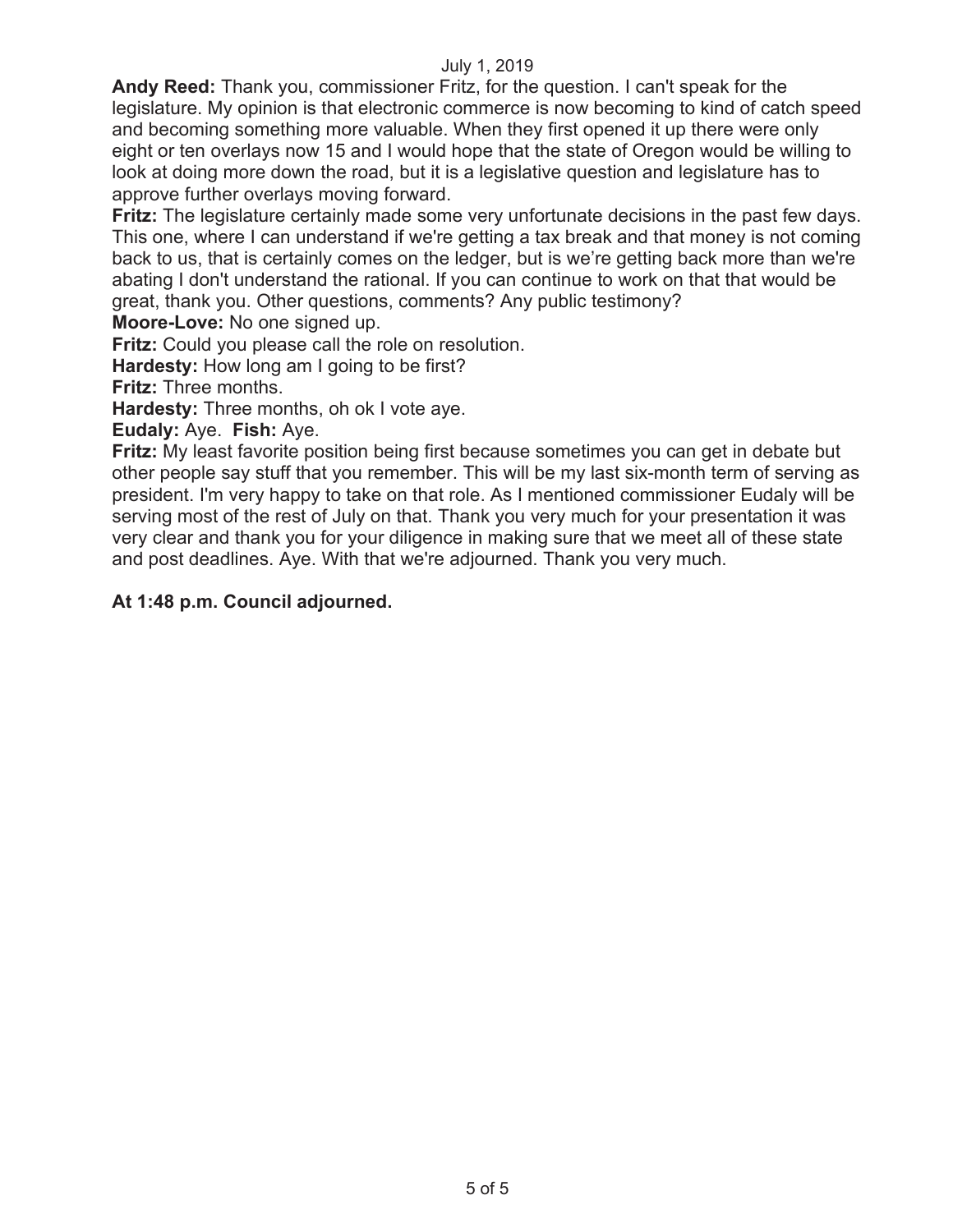**Andy Reed:** Thank you, commissioner Fritz, for the question. I can't speak for the legislature. My opinion is that electronic commerce is now becoming to kind of catch speed and becoming something more valuable. When they first opened it up there were only eight or ten overlays now 15 and I would hope that the state of Oregon would be willing to look at doing more down the road, but it is a legislative question and legislature has to approve further overlays moving forward.

**Fritz:** The legislature certainly made some very unfortunate decisions in the past few days. This one, where I can understand if we're getting a tax break and that money is not coming back to us, that is certainly comes on the ledger, but is we're getting back more than we're abating I don't understand the rational. If you can continue to work on that that would be great, thank you. Other questions, comments? Any public testimony?

**Moore-Love:** No one signed up.

**Fritz:** Could you please call the role on resolution.

**Hardesty:** How long am I going to be first?

**Fritz:** Three months.

**Hardesty:** Three months, oh ok I vote aye.

**Eudaly:** Aye. **Fish:** Aye.

**Fritz:** My least favorite position being first because sometimes you can get in debate but other people say stuff that you remember. This will be my last six-month term of serving as president. I'm very happy to take on that role. As I mentioned commissioner Eudaly will be serving most of the rest of July on that. Thank you very much for your presentation it was very clear and thank you for your diligence in making sure that we meet all of these state and post deadlines. Aye. With that we're adjourned. Thank you very much.

**At 1:48 p.m. Council adjourned.**